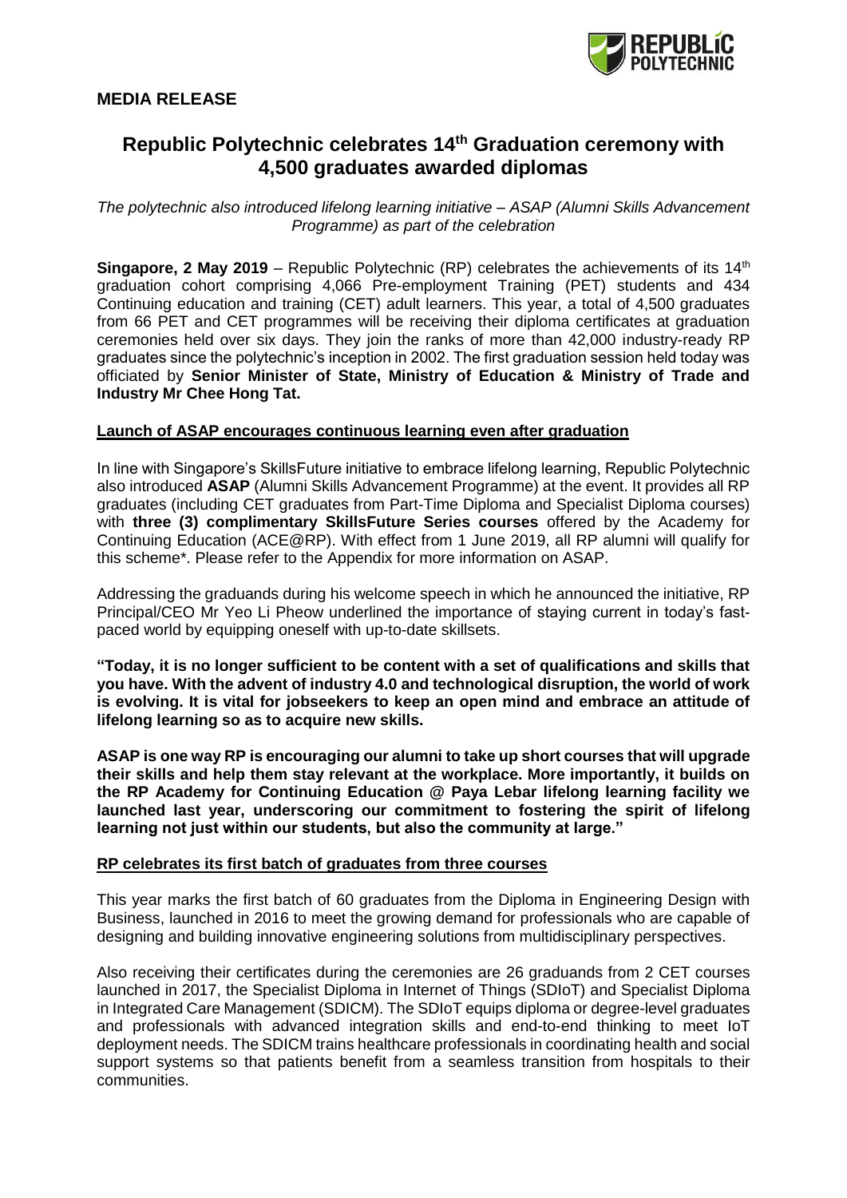**MEDIA RELEASE**

# Republic Polytechnic celebrates 14th Graduation ceremony with 4,500 graduates awarded diplomas

*The polytechnic also introduced lifelong learning initiative – ASAP (Alumni Skills Advancement Programme) as part of the celebration*

**Singapore, 2 May 2019** – Republic Polytechnic (RP) celebrates the achievements of its 14th graduation cohort comprising 4,066 Pre-employment Training (PET) students and 434 Continuing education and training (CET) adult learners. This year, a total of 4,500 graduates from 66 PET and CET programmes will be receiving their diploma certificates at graduation ceremonies held over six days. They join the ranks of more than 42,000 industry-ready RP graduates since the polytechnic's inception in 2002. The first graduation session held today was officiated by **Senior Minister of State, Ministry of Education & Ministry of Trade and Industry Mr Chee Hong Tat.**

## Launch of ASAP encourages continuous learning even after graduation

In line with Singapore's SkillsFuture initiative to embrace lifelong learning, Republic Polytechnic also introduced **ASAP** (Alumni Skills Advancement Programme) at the event. It provides all RP graduates (including CET graduates from Part-Time Diploma and Specialist Diploma courses) with **three (3) complimentary SkillsFuture Series courses** offered by the Academy for Continuing Education (ACE@RP). With effect from 1 June 2019, all RP alumni will qualify for this scheme*. Please refer to the Appendix for more information on ASAP.

Addressing the graduands during his welcome speech in which he announced the initiative, RP Principal/CEO Mr Yeo Li Pheow underlined the importance of staying current in today's fast-paced world by equipping oneself with up-to-date skillsets.

**"Today, it is no longer sufficient to be content with a set of qualifications and skills that you have. With the advent of industry 4.0 and technological disruption, the world of work is evolving. It is vital for jobseekers to keep an open mind and embrace an attitude of lifelong learning so as to acquire new skills.**

**ASAP is one way RP is encouraging our alumni to take up short courses that will upgrade their skills and help them stay relevant at the workplace. More importantly, it builds on the RP Academy for Continuing Education @ Paya Lebar lifelong learning facility we launched last year, underscoring our commitment to fostering the spirit of lifelong learning not just within our students, but also the community at large."**

## RP celebrates its first batch of graduates from three courses

This year marks the first batch of 60 graduates from the Diploma in Engineering Design with Business, launched in 2016 to meet the growing demand for professionals who are capable of designing and building innovative engineering solutions from multidisciplinary perspectives.

Also receiving their certificates during the ceremonies are 26 graduands from 2 CET courses launched in 2017, the Specialist Diploma in Internet of Things (SDIoT) and Specialist Diploma in Integrated Care Management (SDICM). The SDIoT equips diploma or degree-level graduates and professionals with advanced integration skills and end-to-end thinking to meet IoT deployment needs. The SDICM trains healthcare professionals in coordinating health and social support systems so that patients benefit from a seamless transition from hospitals to their communities.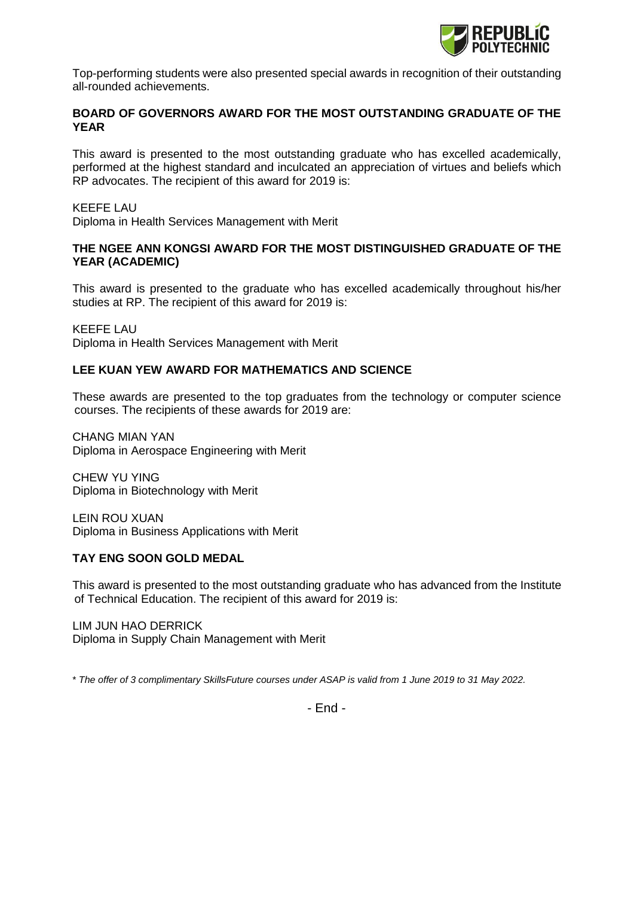Top-performing students were also presented special awards in recognition of their outstanding all-rounded achievements.

**BOARD OF GOVERNORS AWARD FOR THE MOST OUTSTANDING GRADUATE OF THE YEAR**

This award is presented to the most outstanding graduate who has excelled academically, performed at the highest standard and inculcated an appreciation of virtues and beliefs which RP advocates. The recipient of this award for 2019 is:

KEEFE LAU
Diploma in Health Services Management with Merit

**THE NGEE ANN KONGSI AWARD FOR THE MOST DISTINGUISHED GRADUATE OF THE YEAR (ACADEMIC)**

This award is presented to the graduate who has excelled academically throughout his/her studies at RP. The recipient of this award for 2019 is:

KEEFE LAU
Diploma in Health Services Management with Merit

**LEE KUAN YEW AWARD FOR MATHEMATICS AND SCIENCE**

These awards are presented to the top graduates from the technology or computer science courses. The recipients of these awards for 2019 are:

CHANG MIAN YAN
Diploma in Aerospace Engineering with Merit

CHEW YU YING
Diploma in Biotechnology with Merit

LEIN ROU XUAN
Diploma in Business Applications with Merit

**TAY ENG SOON GOLD MEDAL**

This award is presented to the most outstanding graduate who has advanced from the Institute of Technical Education. The recipient of this award for 2019 is:

LIM JUN HAO DERRICK
Diploma in Supply Chain Management with Merit

\* *The offer of 3 complimentary SkillsFuture courses under ASAP is valid from 1 June 2019 to 31 May 2022.*

- End -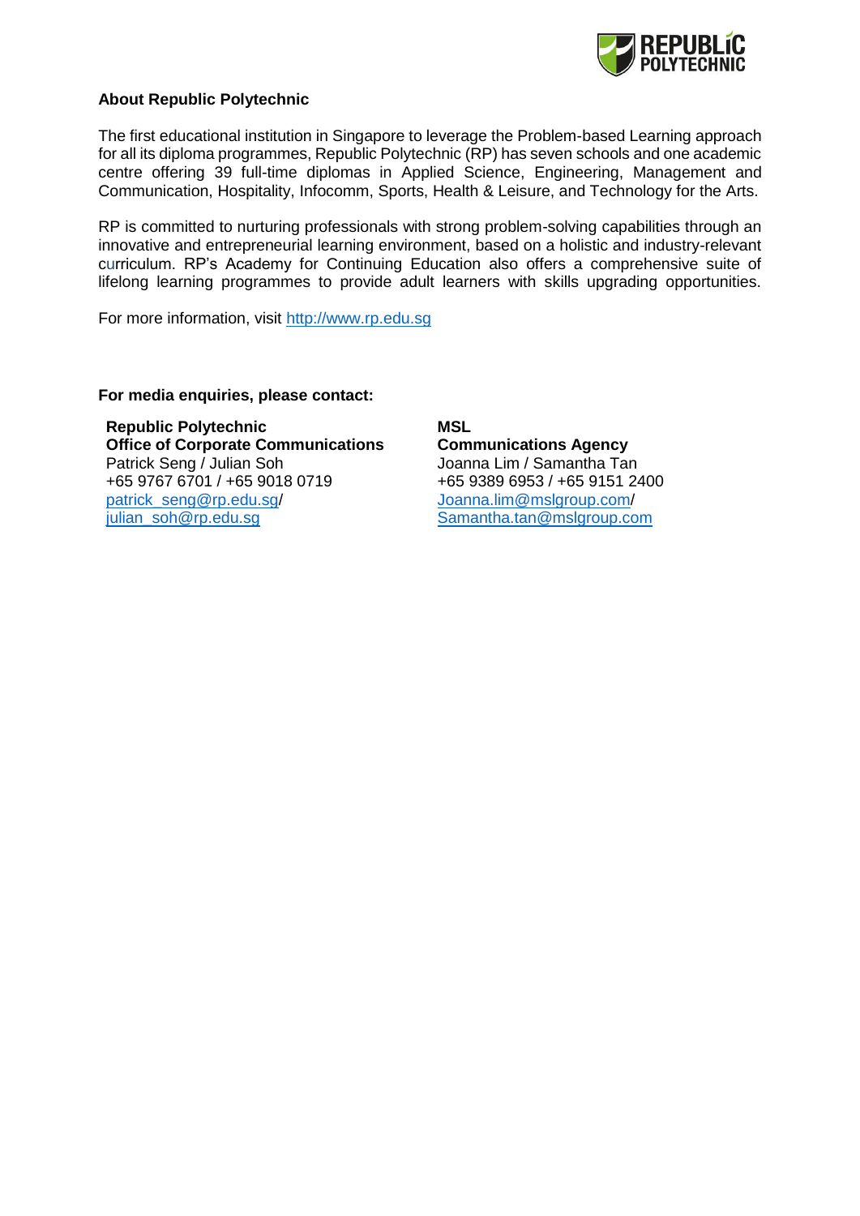**About Republic Polytechnic**

The first educational institution in Singapore to leverage the Problem-based Learning approach for all its diploma programmes, Republic Polytechnic (RP) has seven schools and one academic centre offering 39 full-time diplomas in Applied Science, Engineering, Management and Communication, Hospitality, Infocomm, Sports, Health & Leisure, and Technology for the Arts.

RP is committed to nurturing professionals with strong problem-solving capabilities through an innovative and entrepreneurial learning environment, based on a holistic and industry-relevant curriculum. RP's Academy for Continuing Education also offers a comprehensive suite of lifelong learning programmes to provide adult learners with skills upgrading opportunities.

For more information, visit http://www.rp.edu.sg

**For media enquiries, please contact:**

**Republic Polytechnic**
**Office of Corporate Communications**
Patrick Seng / Julian Soh
+65 9767 6701 / +65 9018 0719
patrick_seng@rp.edu.sg/
julian_soh@rp.edu.sg

**MSL**
**Communications Agency**
Joanna Lim / Samantha Tan
+65 9389 6953 / +65 9151 2400
Joanna.lim@mslgroup.com/
Samantha.tan@mslgroup.com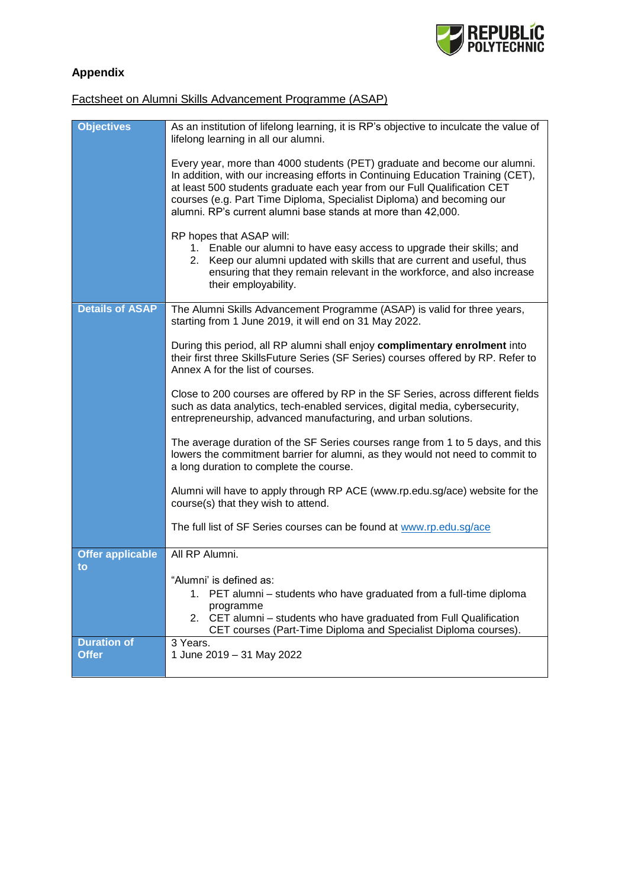## Appendix

Factsheet on Alumni Skills Advancement Programme (ASAP)

| | |
|---|---|
| **Objectives** | As an institution of lifelong learning, it is RP's objective to inculcate the value of lifelong learning in all our alumni.<br><br>Every year, more than 4000 students (PET) graduate and become our alumni. In addition, with our increasing efforts in Continuing Education Training (CET), at least 500 students graduate each year from our Full Qualification CET courses (e.g. Part Time Diploma, Specialist Diploma) and becoming our alumni. RP's current alumni base stands at more than 42,000.<br><br>RP hopes that ASAP will:<br>1. Enable our alumni to have easy access to upgrade their skills; and<br>2. Keep our alumni updated with skills that are current and useful, thus ensuring that they remain relevant in the workforce, and also increase their employability. |
| **Details of ASAP** | The Alumni Skills Advancement Programme (ASAP) is valid for three years, starting from 1 June 2019, it will end on 31 May 2022.<br><br>During this period, all RP alumni shall enjoy **complimentary enrolment** into their first three SkillsFuture Series (SF Series) courses offered by RP. Refer to Annex A for the list of courses.<br><br>Close to 200 courses are offered by RP in the SF Series, across different fields such as data analytics, tech-enabled services, digital media, cybersecurity, entrepreneurship, advanced manufacturing, and urban solutions.<br><br>The average duration of the SF Series courses range from 1 to 5 days, and this lowers the commitment barrier for alumni, as they would not need to commit to a long duration to complete the course.<br><br>Alumni will have to apply through RP ACE (www.rp.edu.sg/ace) website for the course(s) that they wish to attend.<br><br>The full list of SF Series courses can be found at www.rp.edu.sg/ace |
| **Offer applicable to** | All RP Alumni.<br><br>"Alumni' is defined as:<br>1. PET alumni – students who have graduated from a full-time diploma programme<br>2. CET alumni – students who have graduated from Full Qualification CET courses (Part-Time Diploma and Specialist Diploma courses). |
| **Duration of Offer** | 3 Years.<br>1 June 2019 – 31 May 2022 |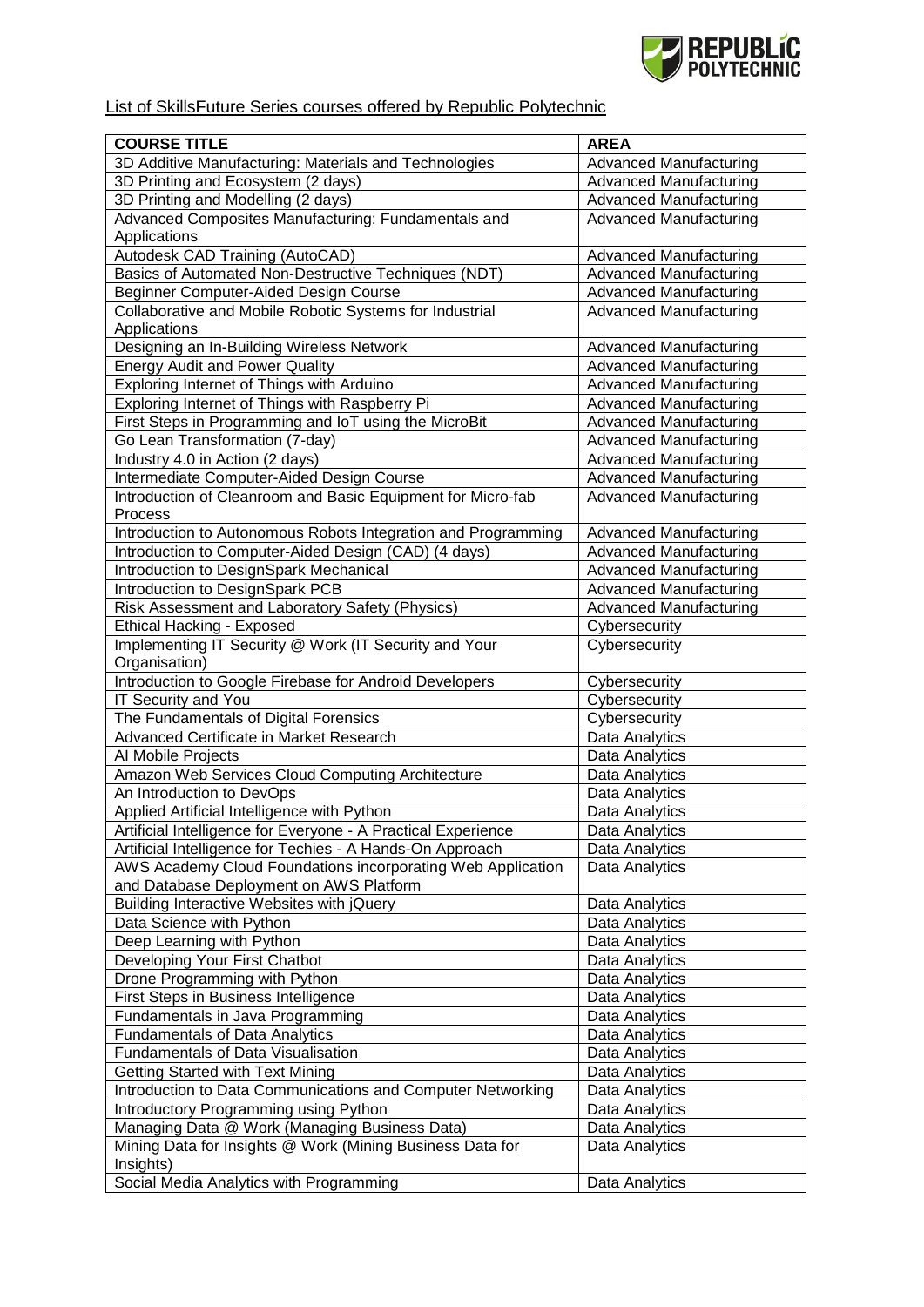List of SkillsFuture Series courses offered by Republic Polytechnic

| COURSE TITLE | AREA |
|---|---|
| 3D Additive Manufacturing: Materials and Technologies | Advanced Manufacturing |
| 3D Printing and Ecosystem (2 days) | Advanced Manufacturing |
| 3D Printing and Modelling (2 days) | Advanced Manufacturing |
| Advanced Composites Manufacturing: Fundamentals and Applications | Advanced Manufacturing |
| Autodesk CAD Training (AutoCAD) | Advanced Manufacturing |
| Basics of Automated Non-Destructive Techniques (NDT) | Advanced Manufacturing |
| Beginner Computer-Aided Design Course | Advanced Manufacturing |
| Collaborative and Mobile Robotic Systems for Industrial Applications | Advanced Manufacturing |
| Designing an In-Building Wireless Network | Advanced Manufacturing |
| Energy Audit and Power Quality | Advanced Manufacturing |
| Exploring Internet of Things with Arduino | Advanced Manufacturing |
| Exploring Internet of Things with Raspberry Pi | Advanced Manufacturing |
| First Steps in Programming and IoT using the MicroBit | Advanced Manufacturing |
| Go Lean Transformation (7-day) | Advanced Manufacturing |
| Industry 4.0 in Action (2 days) | Advanced Manufacturing |
| Intermediate Computer-Aided Design Course | Advanced Manufacturing |
| Introduction of Cleanroom and Basic Equipment for Micro-fab Process | Advanced Manufacturing |
| Introduction to Autonomous Robots Integration and Programming | Advanced Manufacturing |
| Introduction to Computer-Aided Design (CAD) (4 days) | Advanced Manufacturing |
| Introduction to DesignSpark Mechanical | Advanced Manufacturing |
| Introduction to DesignSpark PCB | Advanced Manufacturing |
| Risk Assessment and Laboratory Safety (Physics) | Advanced Manufacturing |
| Ethical Hacking - Exposed | Cybersecurity |
| Implementing IT Security @ Work (IT Security and Your Organisation) | Cybersecurity |
| Introduction to Google Firebase for Android Developers | Cybersecurity |
| IT Security and You | Cybersecurity |
| The Fundamentals of Digital Forensics | Cybersecurity |
| Advanced Certificate in Market Research | Data Analytics |
| AI Mobile Projects | Data Analytics |
| Amazon Web Services Cloud Computing Architecture | Data Analytics |
| An Introduction to DevOps | Data Analytics |
| Applied Artificial Intelligence with Python | Data Analytics |
| Artificial Intelligence for Everyone - A Practical Experience | Data Analytics |
| Artificial Intelligence for Techies - A Hands-On Approach | Data Analytics |
| AWS Academy Cloud Foundations incorporating Web Application and Database Deployment on AWS Platform | Data Analytics |
| Building Interactive Websites with jQuery | Data Analytics |
| Data Science with Python | Data Analytics |
| Deep Learning with Python | Data Analytics |
| Developing Your First Chatbot | Data Analytics |
| Drone Programming with Python | Data Analytics |
| First Steps in Business Intelligence | Data Analytics |
| Fundamentals in Java Programming | Data Analytics |
| Fundamentals of Data Analytics | Data Analytics |
| Fundamentals of Data Visualisation | Data Analytics |
| Getting Started with Text Mining | Data Analytics |
| Introduction to Data Communications and Computer Networking | Data Analytics |
| Introductory Programming using Python | Data Analytics |
| Managing Data @ Work (Managing Business Data) | Data Analytics |
| Mining Data for Insights @ Work (Mining Business Data for Insights) | Data Analytics |
| Social Media Analytics with Programming | Data Analytics |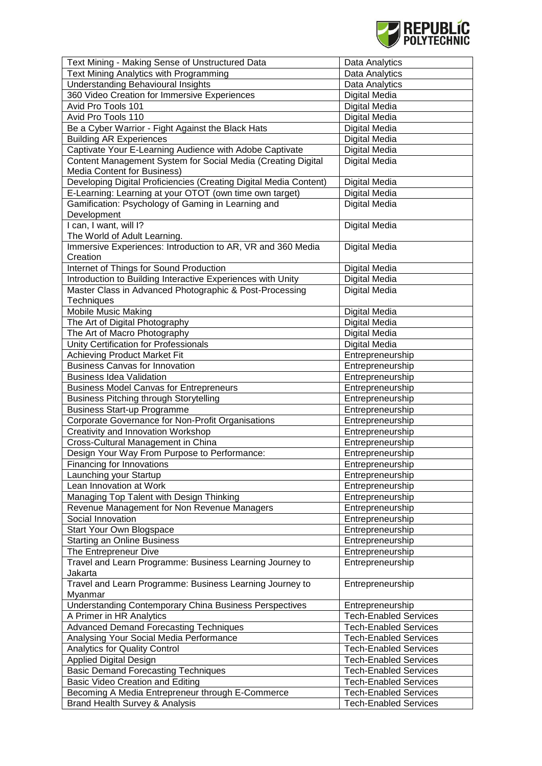| | |
|---|---|
| Text Mining - Making Sense of Unstructured Data | Data Analytics |
| Text Mining Analytics with Programming | Data Analytics |
| Understanding Behavioural Insights | Data Analytics |
| 360 Video Creation for Immersive Experiences | Digital Media |
| Avid Pro Tools 101 | Digital Media |
| Avid Pro Tools 110 | Digital Media |
| Be a Cyber Warrior - Fight Against the Black Hats | Digital Media |
| Building AR Experiences | Digital Media |
| Captivate Your E-Learning Audience with Adobe Captivate | Digital Media |
| Content Management System for Social Media (Creating Digital Media Content for Business) | Digital Media |
| Developing Digital Proficiencies (Creating Digital Media Content) | Digital Media |
| E-Learning: Learning at your OTOT (own time own target) | Digital Media |
| Gamification: Psychology of Gaming in Learning and Development | Digital Media |
| I can, I want, will I? The World of Adult Learning. | Digital Media |
| Immersive Experiences: Introduction to AR, VR and 360 Media Creation | Digital Media |
| Internet of Things for Sound Production | Digital Media |
| Introduction to Building Interactive Experiences with Unity | Digital Media |
| Master Class in Advanced Photographic & Post-Processing Techniques | Digital Media |
| Mobile Music Making | Digital Media |
| The Art of Digital Photography | Digital Media |
| The Art of Macro Photography | Digital Media |
| Unity Certification for Professionals | Digital Media |
| Achieving Product Market Fit | Entrepreneurship |
| Business Canvas for Innovation | Entrepreneurship |
| Business Idea Validation | Entrepreneurship |
| Business Model Canvas for Entrepreneurs | Entrepreneurship |
| Business Pitching through Storytelling | Entrepreneurship |
| Business Start-up Programme | Entrepreneurship |
| Corporate Governance for Non-Profit Organisations | Entrepreneurship |
| Creativity and Innovation Workshop | Entrepreneurship |
| Cross-Cultural Management in China | Entrepreneurship |
| Design Your Way From Purpose to Performance: | Entrepreneurship |
| Financing for Innovations | Entrepreneurship |
| Launching your Startup | Entrepreneurship |
| Lean Innovation at Work | Entrepreneurship |
| Managing Top Talent with Design Thinking | Entrepreneurship |
| Revenue Management for Non Revenue Managers | Entrepreneurship |
| Social Innovation | Entrepreneurship |
| Start Your Own Blogspace | Entrepreneurship |
| Starting an Online Business | Entrepreneurship |
| The Entrepreneur Dive | Entrepreneurship |
| Travel and Learn Programme: Business Learning Journey to Jakarta | Entrepreneurship |
| Travel and Learn Programme: Business Learning Journey to Myanmar | Entrepreneurship |
| Understanding Contemporary China Business Perspectives | Entrepreneurship |
| A Primer in HR Analytics | Tech-Enabled Services |
| Advanced Demand Forecasting Techniques | Tech-Enabled Services |
| Analysing Your Social Media Performance | Tech-Enabled Services |
| Analytics for Quality Control | Tech-Enabled Services |
| Applied Digital Design | Tech-Enabled Services |
| Basic Demand Forecasting Techniques | Tech-Enabled Services |
| Basic Video Creation and Editing | Tech-Enabled Services |
| Becoming A Media Entrepreneur through E-Commerce | Tech-Enabled Services |
| Brand Health Survey & Analysis | Tech-Enabled Services |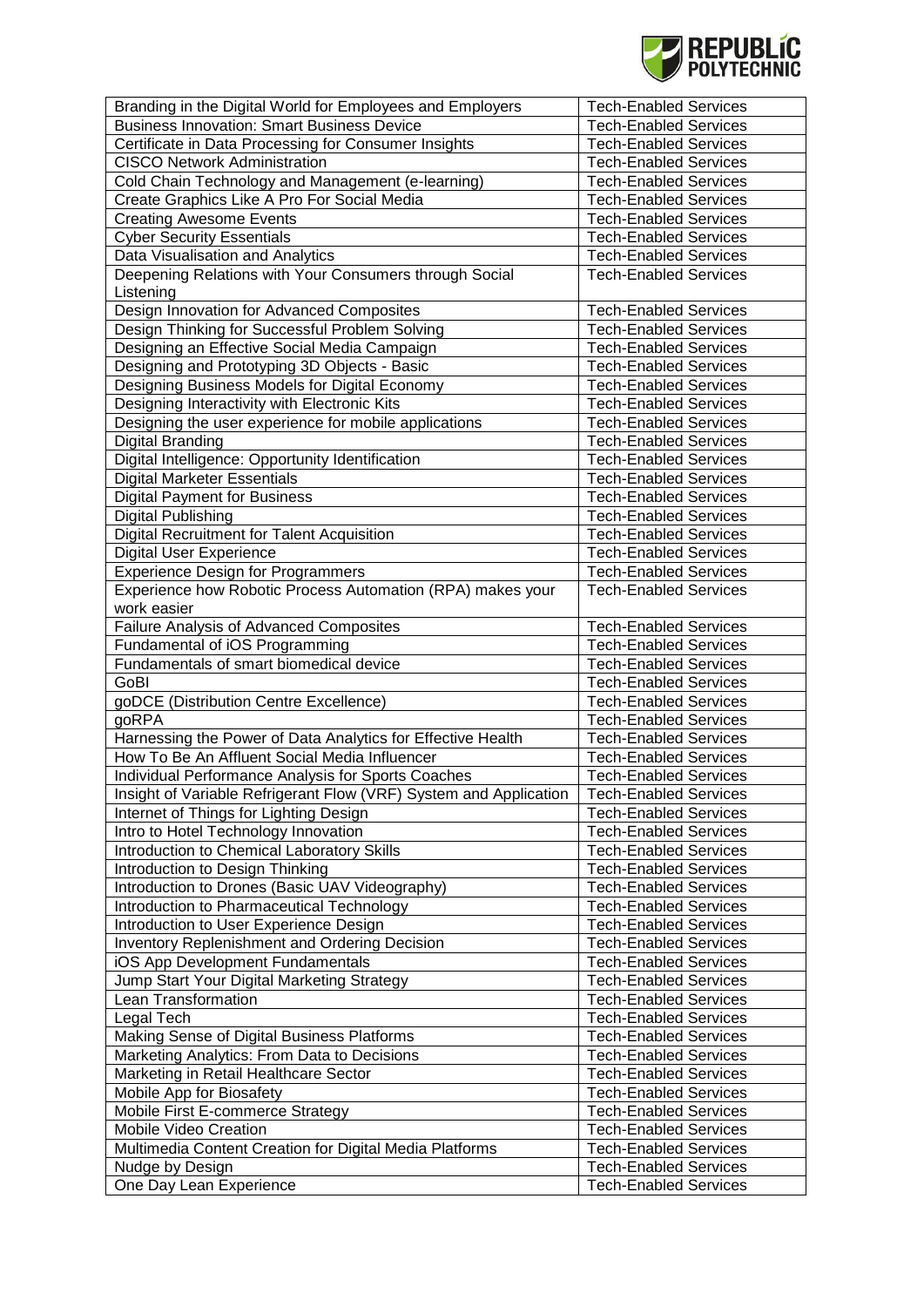| | |
|---|---|
| Branding in the Digital World for Employees and Employers | Tech-Enabled Services |
| Business Innovation: Smart Business Device | Tech-Enabled Services |
| Certificate in Data Processing for Consumer Insights | Tech-Enabled Services |
| CISCO Network Administration | Tech-Enabled Services |
| Cold Chain Technology and Management (e-learning) | Tech-Enabled Services |
| Create Graphics Like A Pro For Social Media | Tech-Enabled Services |
| Creating Awesome Events | Tech-Enabled Services |
| Cyber Security Essentials | Tech-Enabled Services |
| Data Visualisation and Analytics | Tech-Enabled Services |
| Deepening Relations with Your Consumers through Social Listening | Tech-Enabled Services |
| Design Innovation for Advanced Composites | Tech-Enabled Services |
| Design Thinking for Successful Problem Solving | Tech-Enabled Services |
| Designing an Effective Social Media Campaign | Tech-Enabled Services |
| Designing and Prototyping 3D Objects - Basic | Tech-Enabled Services |
| Designing Business Models for Digital Economy | Tech-Enabled Services |
| Designing Interactivity with Electronic Kits | Tech-Enabled Services |
| Designing the user experience for mobile applications | Tech-Enabled Services |
| Digital Branding | Tech-Enabled Services |
| Digital Intelligence: Opportunity Identification | Tech-Enabled Services |
| Digital Marketer Essentials | Tech-Enabled Services |
| Digital Payment for Business | Tech-Enabled Services |
| Digital Publishing | Tech-Enabled Services |
| Digital Recruitment for Talent Acquisition | Tech-Enabled Services |
| Digital User Experience | Tech-Enabled Services |
| Experience Design for Programmers | Tech-Enabled Services |
| Experience how Robotic Process Automation (RPA) makes your work easier | Tech-Enabled Services |
| Failure Analysis of Advanced Composites | Tech-Enabled Services |
| Fundamental of iOS Programming | Tech-Enabled Services |
| Fundamentals of smart biomedical device | Tech-Enabled Services |
| GoBI | Tech-Enabled Services |
| goDCE (Distribution Centre Excellence) | Tech-Enabled Services |
| goRPA | Tech-Enabled Services |
| Harnessing the Power of Data Analytics for Effective Health | Tech-Enabled Services |
| How To Be An Affluent Social Media Influencer | Tech-Enabled Services |
| Individual Performance Analysis for Sports Coaches | Tech-Enabled Services |
| Insight of Variable Refrigerant Flow (VRF) System and Application | Tech-Enabled Services |
| Internet of Things for Lighting Design | Tech-Enabled Services |
| Intro to Hotel Technology Innovation | Tech-Enabled Services |
| Introduction to Chemical Laboratory Skills | Tech-Enabled Services |
| Introduction to Design Thinking | Tech-Enabled Services |
| Introduction to Drones (Basic UAV Videography) | Tech-Enabled Services |
| Introduction to Pharmaceutical Technology | Tech-Enabled Services |
| Introduction to User Experience Design | Tech-Enabled Services |
| Inventory Replenishment and Ordering Decision | Tech-Enabled Services |
| iOS App Development Fundamentals | Tech-Enabled Services |
| Jump Start Your Digital Marketing Strategy | Tech-Enabled Services |
| Lean Transformation | Tech-Enabled Services |
| Legal Tech | Tech-Enabled Services |
| Making Sense of Digital Business Platforms | Tech-Enabled Services |
| Marketing Analytics: From Data to Decisions | Tech-Enabled Services |
| Marketing in Retail Healthcare Sector | Tech-Enabled Services |
| Mobile App for Biosafety | Tech-Enabled Services |
| Mobile First E-commerce Strategy | Tech-Enabled Services |
| Mobile Video Creation | Tech-Enabled Services |
| Multimedia Content Creation for Digital Media Platforms | Tech-Enabled Services |
| Nudge by Design | Tech-Enabled Services |
| One Day Lean Experience | Tech-Enabled Services |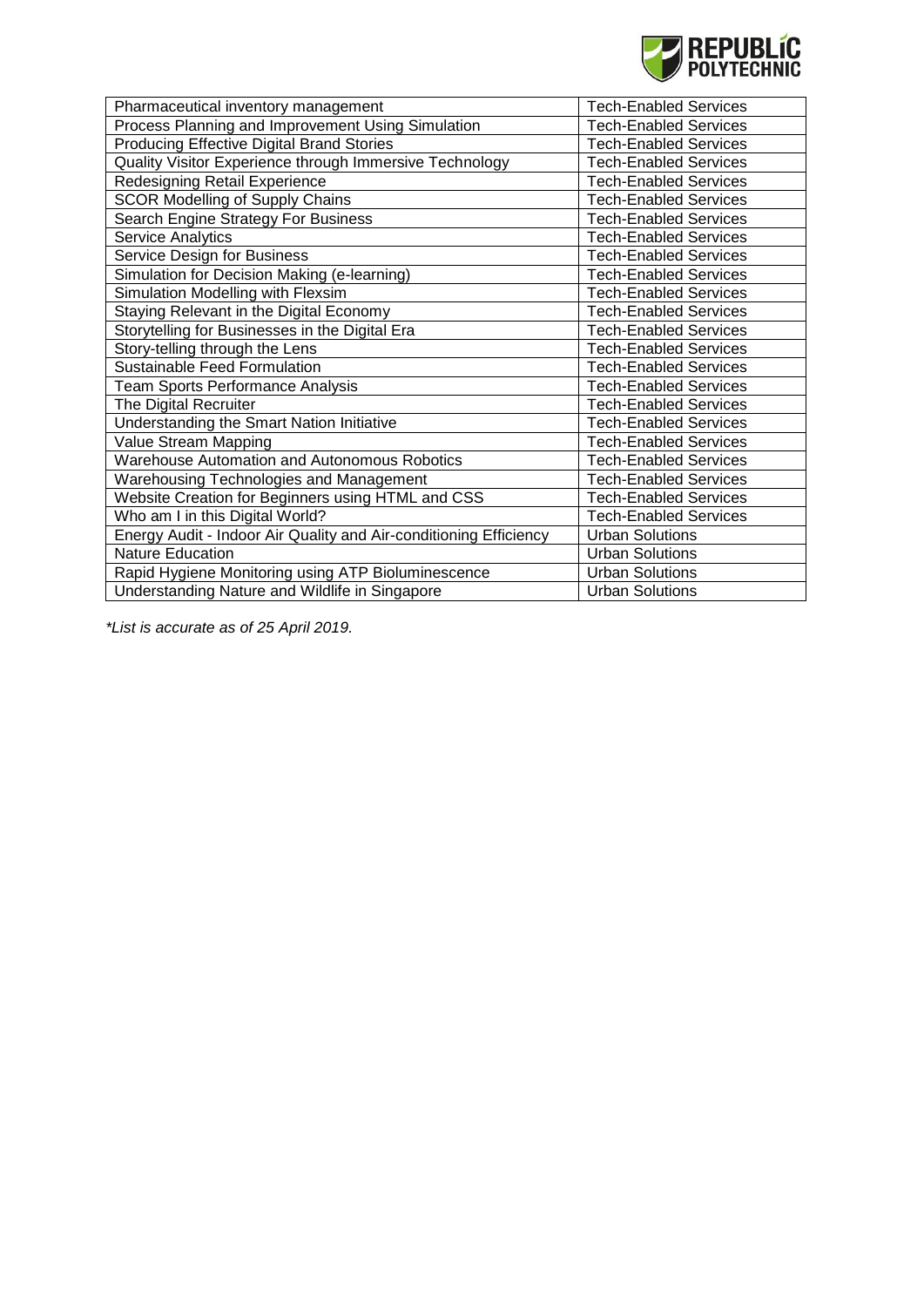| | |
|---|---|
| Pharmaceutical inventory management | Tech-Enabled Services |
| Process Planning and Improvement Using Simulation | Tech-Enabled Services |
| Producing Effective Digital Brand Stories | Tech-Enabled Services |
| Quality Visitor Experience through Immersive Technology | Tech-Enabled Services |
| Redesigning Retail Experience | Tech-Enabled Services |
| SCOR Modelling of Supply Chains | Tech-Enabled Services |
| Search Engine Strategy For Business | Tech-Enabled Services |
| Service Analytics | Tech-Enabled Services |
| Service Design for Business | Tech-Enabled Services |
| Simulation for Decision Making (e-learning) | Tech-Enabled Services |
| Simulation Modelling with Flexsim | Tech-Enabled Services |
| Staying Relevant in the Digital Economy | Tech-Enabled Services |
| Storytelling for Businesses in the Digital Era | Tech-Enabled Services |
| Story-telling through the Lens | Tech-Enabled Services |
| Sustainable Feed Formulation | Tech-Enabled Services |
| Team Sports Performance Analysis | Tech-Enabled Services |
| The Digital Recruiter | Tech-Enabled Services |
| Understanding the Smart Nation Initiative | Tech-Enabled Services |
| Value Stream Mapping | Tech-Enabled Services |
| Warehouse Automation and Autonomous Robotics | Tech-Enabled Services |
| Warehousing Technologies and Management | Tech-Enabled Services |
| Website Creation for Beginners using HTML and CSS | Tech-Enabled Services |
| Who am I in this Digital World? | Tech-Enabled Services |
| Energy Audit - Indoor Air Quality and Air-conditioning Efficiency | Urban Solutions |
| Nature Education | Urban Solutions |
| Rapid Hygiene Monitoring using ATP Bioluminescence | Urban Solutions |
| Understanding Nature and Wildlife in Singapore | Urban Solutions |

*\*List is accurate as of 25 April 2019.*